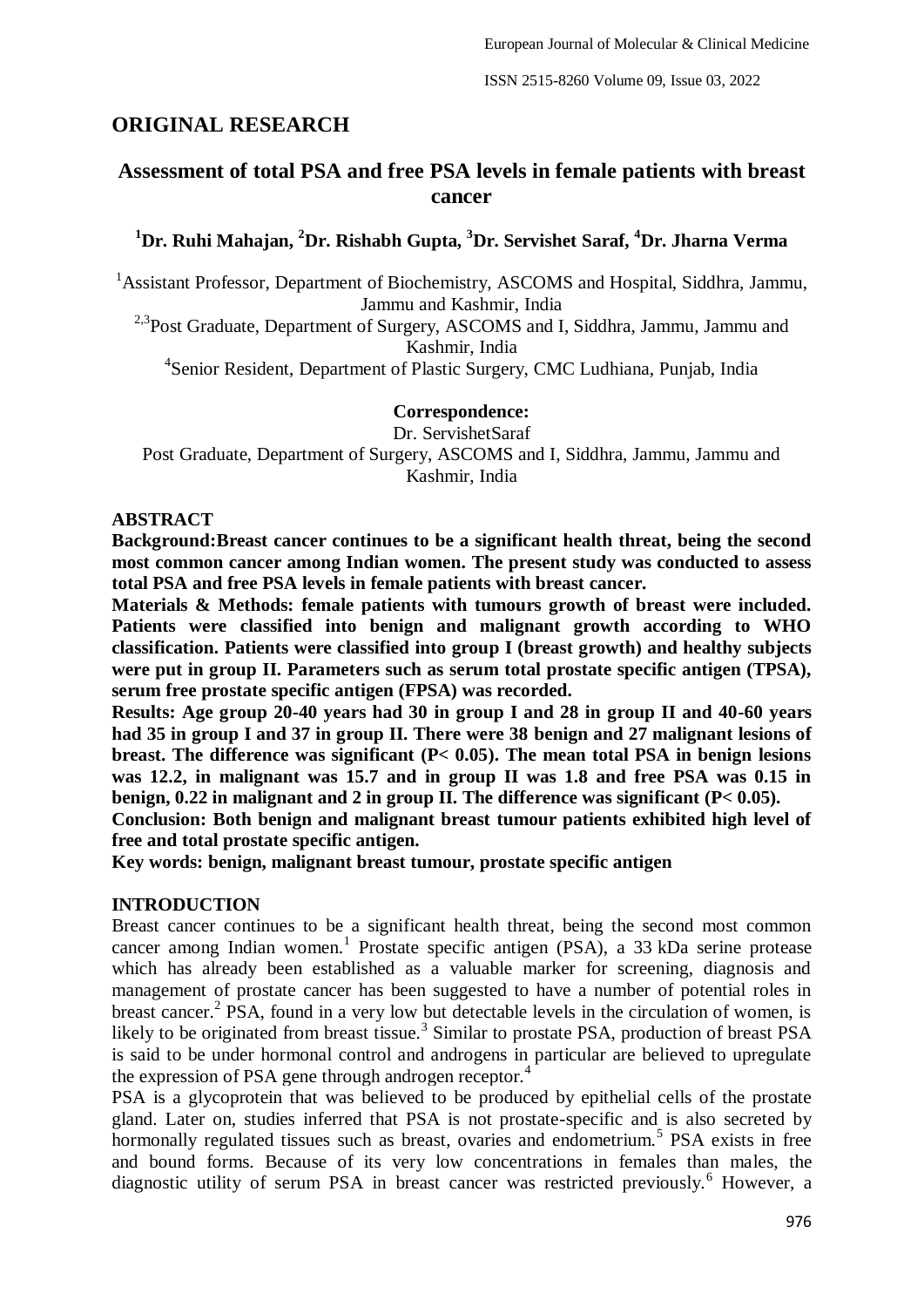## ORIGINAL RESEARCH

# Assessment of total PSA and free PSA levels in female patients with breast cancer

**[1]Dr. Ruhi Mahajan, [2]Dr. Rishabh Gupta, [3]Dr. Servishet Saraf, [4]Dr. Jharna Verma**

[1]Assistant Professor, Department of Biochemistry, ASCOMS and Hospital, Siddhra, Jammu, Jammu and Kashmir, India

[2,3]Post Graduate, Department of Surgery, ASCOMS and I, Siddhra, Jammu, Jammu and Kashmir, India

[4]Senior Resident, Department of Plastic Surgery, CMC Ludhiana, Punjab, India

**Correspondence:**

Dr. ServishetSaraf

Post Graduate, Department of Surgery, ASCOMS and I, Siddhra, Jammu, Jammu and Kashmir, India

### ABSTRACT

**Background:Breast cancer continues to be a significant health threat, being the second most common cancer among Indian women. The present study was conducted to assess total PSA and free PSA levels in female patients with breast cancer.**

**Materials & Methods: female patients with tumours growth of breast were included. Patients were classified into benign and malignant growth according to WHO classification. Patients were classified into group I (breast growth) and healthy subjects were put in group II. Parameters such as serum total prostate specific antigen (TPSA), serum free prostate specific antigen (FPSA) was recorded.**

**Results: Age group 20-40 years had 30 in group I and 28 in group II and 40-60 years had 35 in group I and 37 in group II. There were 38 benign and 27 malignant lesions of breast. The difference was significant (P< 0.05). The mean total PSA in benign lesions was 12.2, in malignant was 15.7 and in group II was 1.8 and free PSA was 0.15 in benign, 0.22 in malignant and 2 in group II. The difference was significant (P< 0.05).**

**Conclusion: Both benign and malignant breast tumour patients exhibited high level of free and total prostate specific antigen.**

**Key words: benign, malignant breast tumour, prostate specific antigen**

### INTRODUCTION

Breast cancer continues to be a significant health threat, being the second most common cancer among Indian women.[1] Prostate specific antigen (PSA), a 33 kDa serine protease which has already been established as a valuable marker for screening, diagnosis and management of prostate cancer has been suggested to have a number of potential roles in breast cancer.[2] PSA, found in a very low but detectable levels in the circulation of women, is likely to be originated from breast tissue.[3] Similar to prostate PSA, production of breast PSA is said to be under hormonal control and androgens in particular are believed to upregulate the expression of PSA gene through androgen receptor.[4]

PSA is a glycoprotein that was believed to be produced by epithelial cells of the prostate gland. Later on, studies inferred that PSA is not prostate-specific and is also secreted by hormonally regulated tissues such as breast, ovaries and endometrium.[5] PSA exists in free and bound forms. Because of its very low concentrations in females than males, the diagnostic utility of serum PSA in breast cancer was restricted previously.[6] However, a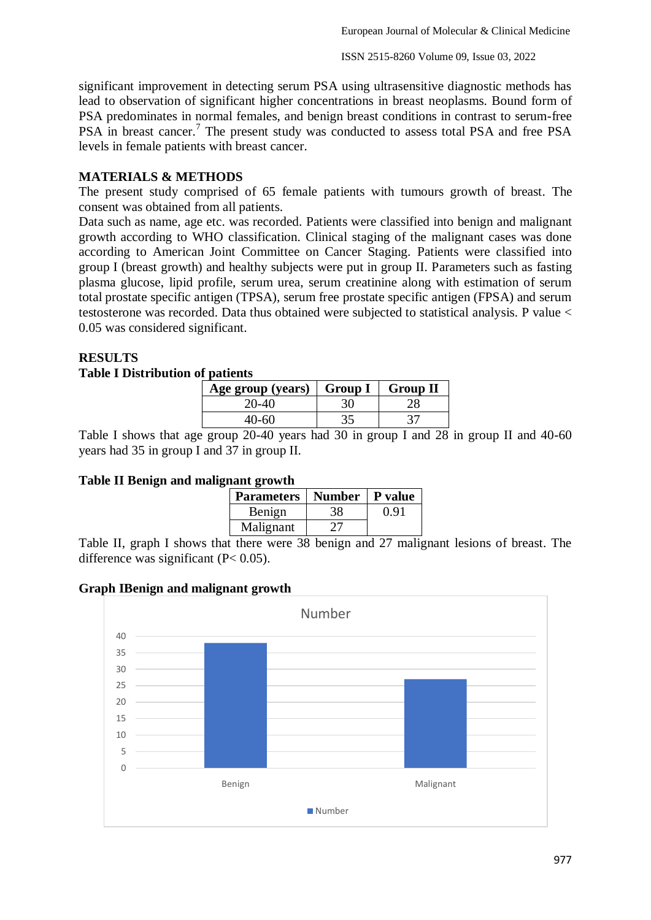significant improvement in detecting serum PSA using ultrasensitive diagnostic methods has lead to observation of significant higher concentrations in breast neoplasms. Bound form of PSA predominates in normal females, and benign breast conditions in contrast to serum-free PSA in breast cancer.[7] The present study was conducted to assess total PSA and free PSA levels in female patients with breast cancer.

## MATERIALS & METHODS

The present study comprised of 65 female patients with tumours growth of breast. The consent was obtained from all patients.

Data such as name, age etc. was recorded. Patients were classified into benign and malignant growth according to WHO classification. Clinical staging of the malignant cases was done according to American Joint Committee on Cancer Staging. Patients were classified into group I (breast growth) and healthy subjects were put in group II. Parameters such as fasting plasma glucose, lipid profile, serum urea, serum creatinine along with estimation of serum total prostate specific antigen (TPSA), serum free prostate specific antigen (FPSA) and serum testosterone was recorded. Data thus obtained were subjected to statistical analysis. P value < 0.05 was considered significant.

## RESULTS

**Table I Distribution of patients**

| Age group (years) | Group I | Group II |
|---|---|---|
| 20-40 | 30 | 28 |
| 40-60 | 35 | 37 |

Table I shows that age group 20-40 years had 30 in group I and 28 in group II and 40-60 years had 35 in group I and 37 in group II.

**Table II Benign and malignant growth**

| Parameters | Number | P value |
|---|---|---|
| Benign | 38 | 0.91 |
| Malignant | 27 | |

Table II, graph I shows that there were 38 benign and 27 malignant lesions of breast. The difference was significant (P< 0.05).

**Graph IBenign and malignant growth**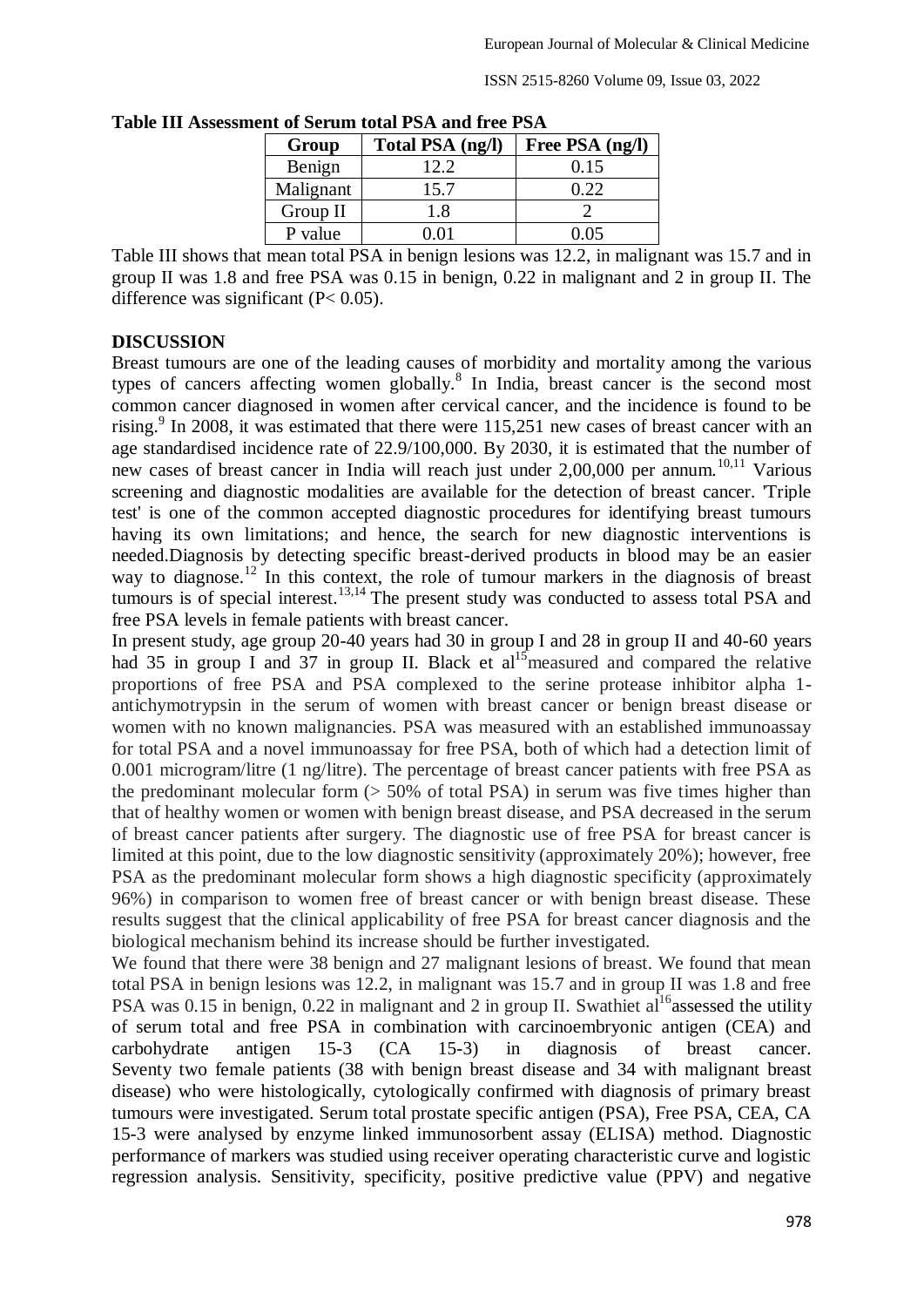**Table III Assessment of Serum total PSA and free PSA**

| Group | Total PSA (ng/l) | Free PSA (ng/l) |
|---|---|---|
| Benign | 12.2 | 0.15 |
| Malignant | 15.7 | 0.22 |
| Group II | 1.8 | 2 |
| P value | 0.01 | 0.05 |

Table III shows that mean total PSA in benign lesions was 12.2, in malignant was 15.7 and in group II was 1.8 and free PSA was 0.15 in benign, 0.22 in malignant and 2 in group II. The difference was significant ($P< 0.05$).

## DISCUSSION

Breast tumours are one of the leading causes of morbidity and mortality among the various types of cancers affecting women globally.[8] In India, breast cancer is the second most common cancer diagnosed in women after cervical cancer, and the incidence is found to be rising.[9] In 2008, it was estimated that there were 115,251 new cases of breast cancer with an age standardised incidence rate of 22.9/100,000. By 2030, it is estimated that the number of new cases of breast cancer in India will reach just under 2,00,000 per annum.[10,11] Various screening and diagnostic modalities are available for the detection of breast cancer. 'Triple test' is one of the common accepted diagnostic procedures for identifying breast tumours having its own limitations; and hence, the search for new diagnostic interventions is needed.Diagnosis by detecting specific breast-derived products in blood may be an easier way to diagnose.[12] In this context, the role of tumour markers in the diagnosis of breast tumours is of special interest.[13,14] The present study was conducted to assess total PSA and free PSA levels in female patients with breast cancer.

In present study, age group 20-40 years had 30 in group I and 28 in group II and 40-60 years had 35 in group I and 37 in group II. Black et al[15]measured and compared the relative proportions of free PSA and PSA complexed to the serine protease inhibitor alpha 1-antichymotrypsin in the serum of women with breast cancer or benign breast disease or women with no known malignancies. PSA was measured with an established immunoassay for total PSA and a novel immunoassay for free PSA, both of which had a detection limit of 0.001 microgram/litre (1 ng/litre). The percentage of breast cancer patients with free PSA as the predominant molecular form (> 50% of total PSA) in serum was five times higher than that of healthy women or women with benign breast disease, and PSA decreased in the serum of breast cancer patients after surgery. The diagnostic use of free PSA for breast cancer is limited at this point, due to the low diagnostic sensitivity (approximately 20%); however, free PSA as the predominant molecular form shows a high diagnostic specificity (approximately 96%) in comparison to women free of breast cancer or with benign breast disease. These results suggest that the clinical applicability of free PSA for breast cancer diagnosis and the biological mechanism behind its increase should be further investigated.

We found that there were 38 benign and 27 malignant lesions of breast. We found that mean total PSA in benign lesions was 12.2, in malignant was 15.7 and in group II was 1.8 and free PSA was 0.15 in benign, 0.22 in malignant and 2 in group II. Swathiet al[16]assessed the utility of serum total and free PSA in combination with carcinoembryonic antigen (CEA) and carbohydrate antigen 15-3 (CA 15-3) in diagnosis of breast cancer. Seventy two female patients (38 with benign breast disease and 34 with malignant breast disease) who were histologically, cytologically confirmed with diagnosis of primary breast tumours were investigated. Serum total prostate specific antigen (PSA), Free PSA, CEA, CA 15-3 were analysed by enzyme linked immunosorbent assay (ELISA) method. Diagnostic performance of markers was studied using receiver operating characteristic curve and logistic regression analysis. Sensitivity, specificity, positive predictive value (PPV) and negative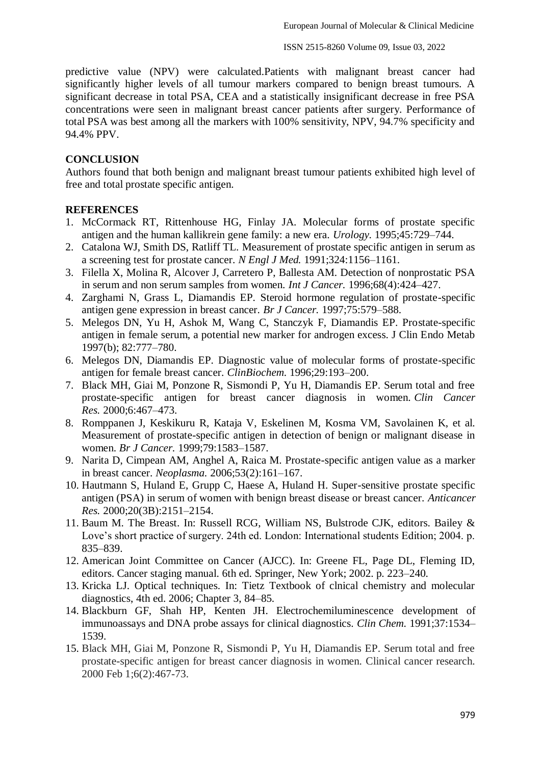predictive value (NPV) were calculated.Patients with malignant breast cancer had significantly higher levels of all tumour markers compared to benign breast tumours. A significant decrease in total PSA, CEA and a statistically insignificant decrease in free PSA concentrations were seen in malignant breast cancer patients after surgery. Performance of total PSA was best among all the markers with 100% sensitivity, NPV, 94.7% specificity and 94.4% PPV.

## CONCLUSION

Authors found that both benign and malignant breast tumour patients exhibited high level of free and total prostate specific antigen.

## REFERENCES

1. McCormack RT, Rittenhouse HG, Finlay JA. Molecular forms of prostate specific antigen and the human kallikrein gene family: a new era. *Urology.* 1995;45:729–744.
2. Catalona WJ, Smith DS, Ratliff TL. Measurement of prostate specific antigen in serum as a screening test for prostate cancer. *N Engl J Med.* 1991;324:1156–1161.
3. Filella X, Molina R, Alcover J, Carretero P, Ballesta AM. Detection of nonprostatic PSA in serum and non serum samples from women. *Int J Cancer.* 1996;68(4):424–427.
4. Zarghami N, Grass L, Diamandis EP. Steroid hormone regulation of prostate-specific antigen gene expression in breast cancer. *Br J Cancer.* 1997;75:579–588.
5. Melegos DN, Yu H, Ashok M, Wang C, Stanczyk F, Diamandis EP. Prostate-specific antigen in female serum, a potential new marker for androgen excess. J Clin Endo Metab 1997(b); 82:777–780.
6. Melegos DN, Diamandis EP. Diagnostic value of molecular forms of prostate-specific antigen for female breast cancer. *ClinBiochem.* 1996;29:193–200.
7. Black MH, Giai M, Ponzone R, Sismondi P, Yu H, Diamandis EP. Serum total and free prostate-specific antigen for breast cancer diagnosis in women. *Clin Cancer Res.* 2000;6:467–473.
8. Romppanen J, Keskikuru R, Kataja V, Eskelinen M, Kosma VM, Savolainen K, et al. Measurement of prostate-specific antigen in detection of benign or malignant disease in women. *Br J Cancer.* 1999;79:1583–1587.
9. Narita D, Cimpean AM, Anghel A, Raica M. Prostate-specific antigen value as a marker in breast cancer. *Neoplasma.* 2006;53(2):161–167.
10. Hautmann S, Huland E, Grupp C, Haese A, Huland H. Super-sensitive prostate specific antigen (PSA) in serum of women with benign breast disease or breast cancer. *Anticancer Res.* 2000;20(3B):2151–2154.
11. Baum M. The Breast. In: Russell RCG, William NS, Bulstrode CJK, editors. Bailey & Love's short practice of surgery. 24th ed. London: International students Edition; 2004. p. 835–839.
12. American Joint Committee on Cancer (AJCC). In: Greene FL, Page DL, Fleming ID, editors. Cancer staging manual. 6th ed. Springer, New York; 2002. p. 223–240.
13. Kricka LJ. Optical techniques. In: Tietz Textbook of clnical chemistry and molecular diagnostics, 4th ed. 2006; Chapter 3, 84–85.
14. Blackburn GF, Shah HP, Kenten JH. Electrochemiluminescence development of immunoassays and DNA probe assays for clinical diagnostics. *Clin Chem.* 1991;37:1534–1539.
15. Black MH, Giai M, Ponzone R, Sismondi P, Yu H, Diamandis EP. Serum total and free prostate-specific antigen for breast cancer diagnosis in women. Clinical cancer research. 2000 Feb 1;6(2):467-73.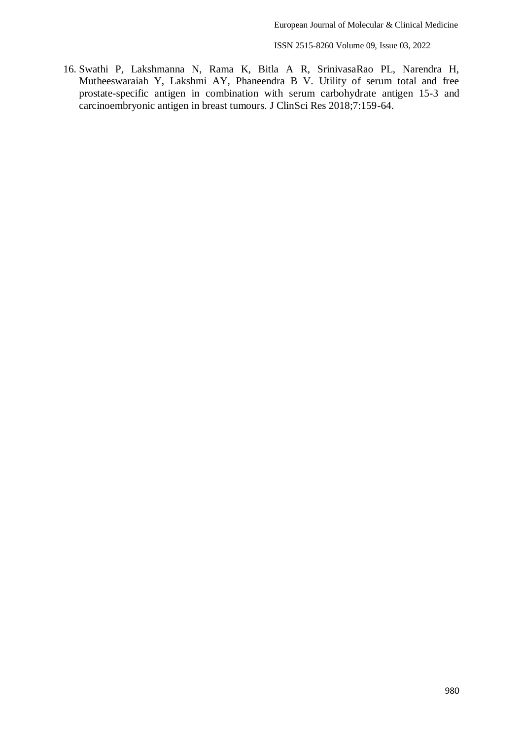16. Swathi P, Lakshmanna N, Rama K, Bitla A R, SrinivasaRao PL, Narendra H, Mutheeswaraiah Y, Lakshmi AY, Phaneendra B V. Utility of serum total and free prostate-specific antigen in combination with serum carbohydrate antigen 15-3 and carcinoembryonic antigen in breast tumours. J ClinSci Res 2018;7:159-64.